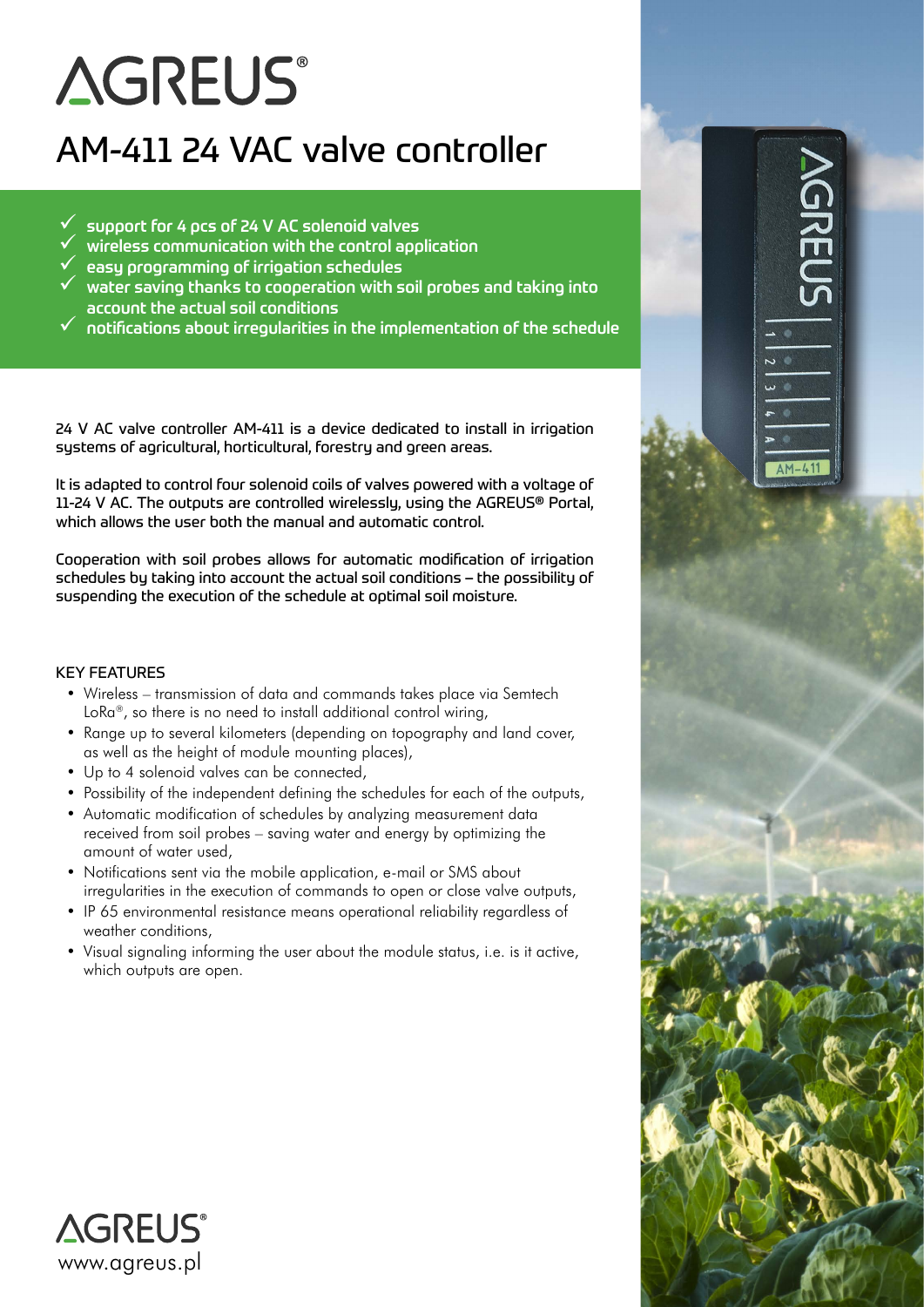# AGREUS®

## AM-411 24 VAC valve controller

- ✓ support for 4 pcs of 24 V AC solenoid valves
- ✓ wireless communication with the control application
- ✓ easy programming of irrigation schedules
- ✓ water saving thanks to cooperation with soil probes and taking into account the actual soil conditions
- ✓ notifications about irregularities in the implementation of the schedule

24 V AC valve controller AM-411 is a device dedicated to install in irrigation systems of agricultural, horticultural, forestry and green areas.

It is adapted to control four solenoid coils of valves powered with a voltage of 11-24 V AC. The outputs are controlled wirelessly, using the AGREUS® Portal, which allows the user both the manual and automatic control.

Cooperation with soil probes allows for automatic modification of irrigation schedules by taking into account the actual soil conditions – the possibility of suspending the execution of the schedule at optimal soil moisture.

### KEY FEATURES

- Wireless – transmission of data and commands takes place via Semtech LoRa®, so there is no need to install additional control wiring,
- Range up to several kilometers (depending on topography and land cover, as well as the height of module mounting places),
- Up to 4 solenoid valves can be connected,
- Possibility of the independent defining the schedules for each of the outputs,
- Automatic modification of schedules by analyzing measurement data received from soil probes – saving water and energy by optimizing the amount of water used,
- Notifications sent via the mobile application, e-mail or SMS about irregularities in the execution of commands to open or close valve outputs,
- IP 65 environmental resistance means operational reliability regardless of weather conditions,
- Visual signaling informing the user about the module status, i.e. is it active, which outputs are open.

AGREUS®
www.agreus.pl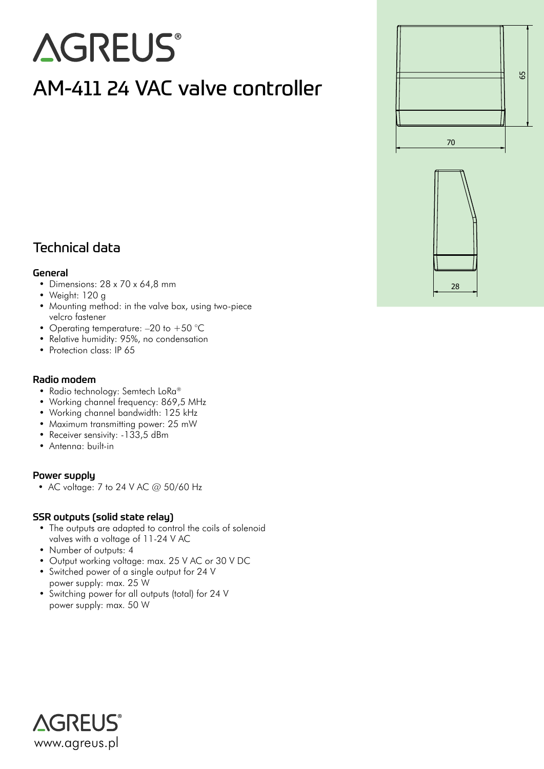# AGREUS®

# AM-411 24 VAC valve controller

65

70

28

## Technical data

### General

- Dimensions: 28 x 70 x 64,8 mm
- Weight: 120 g
- Mounting method: in the valve box, using two-piece velcro fastener
- Operating temperature: –20 to +50 °C
- Relative humidity: 95%, no condensation
- Protection class: IP 65

### Radio modem

- Radio technology: Semtech LoRa®
- Working channel frequency: 869,5 MHz
- Working channel bandwidth: 125 kHz
- Maximum transmitting power: 25 mW
- Receiver sensivity: -133,5 dBm
- Antenna: built-in

### Power supply

- AC voltage: 7 to 24 V AC @ 50/60 Hz

### SSR outputs (solid state relay)

- The outputs are adapted to control the coils of solenoid valves with a voltage of 11-24 V AC
- Number of outputs: 4
- Output working voltage: max. 25 V AC or 30 V DC
- Switched power of a single output for 24 V power supply: max. 25 W
- Switching power for all outputs (total) for 24 V power supply: max. 50 W

AGREUS®
www.agreus.pl